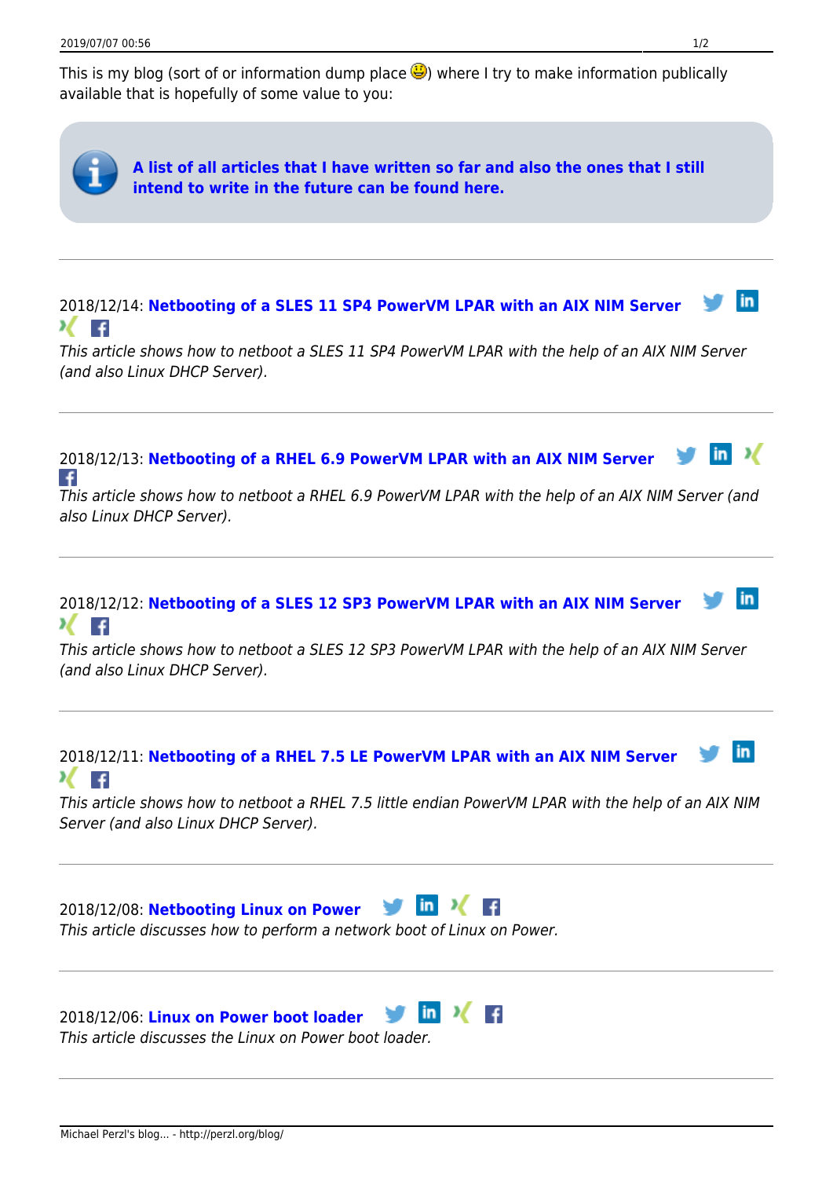This is my blog (sort of or information dump place 😃) where I try to make information publically available that is hopefully of some value to you:

> **A list of all articles that I have written so far and also the ones that I still intend to write in the future can be found here.**

---

2018/12/14: **Netbooting of a SLES 11 SP4 PowerVM LPAR with an AIX NIM Server**

*This article shows how to netboot a SLES 11 SP4 PowerVM LPAR with the help of an AIX NIM Server (and also Linux DHCP Server).*

---

2018/12/13: **Netbooting of a RHEL 6.9 PowerVM LPAR with an AIX NIM Server**

*This article shows how to netboot a RHEL 6.9 PowerVM LPAR with the help of an AIX NIM Server (and also Linux DHCP Server).*

---

2018/12/12: **Netbooting of a SLES 12 SP3 PowerVM LPAR with an AIX NIM Server**

*This article shows how to netboot a SLES 12 SP3 PowerVM LPAR with the help of an AIX NIM Server (and also Linux DHCP Server).*

---

2018/12/11: **Netbooting of a RHEL 7.5 LE PowerVM LPAR with an AIX NIM Server**

*This article shows how to netboot a RHEL 7.5 little endian PowerVM LPAR with the help of an AIX NIM Server (and also Linux DHCP Server).*

---

2018/12/08: **Netbooting Linux on Power**

*This article discusses how to perform a network boot of Linux on Power.*

---

2018/12/06: **Linux on Power boot loader**

*This article discusses the Linux on Power boot loader.*

---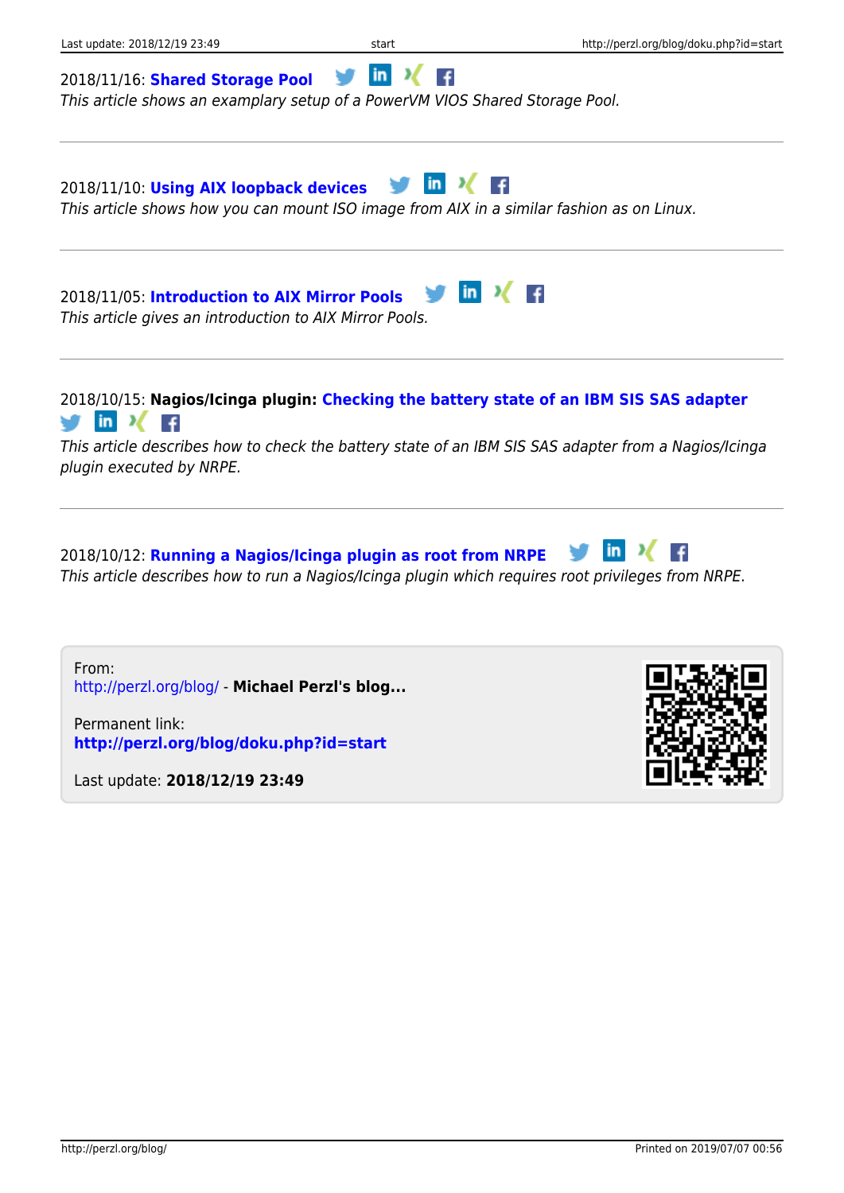2018/11/16: **Shared Storage Pool**

*This article shows an examplary setup of a PowerVM VIOS Shared Storage Pool.*

---

2018/11/10: **Using AIX loopback devices**

*This article shows how you can mount ISO image from AIX in a similar fashion as on Linux.*

---

2018/11/05: **Introduction to AIX Mirror Pools**

*This article gives an introduction to AIX Mirror Pools.*

---

2018/10/15: **Nagios/Icinga plugin: Checking the battery state of an IBM SIS SAS adapter**

*This article describes how to check the battery state of an IBM SIS SAS adapter from a Nagios/Icinga plugin executed by NRPE.*

---

2018/10/12: **Running a Nagios/Icinga plugin as root from NRPE**

*This article describes how to run a Nagios/Icinga plugin which requires root privileges from NRPE.*

From:
http://perzl.org/blog/ - **Michael Perzl's blog...**

Permanent link:
**http://perzl.org/blog/doku.php?id=start**

Last update: **2018/12/19 23:49**